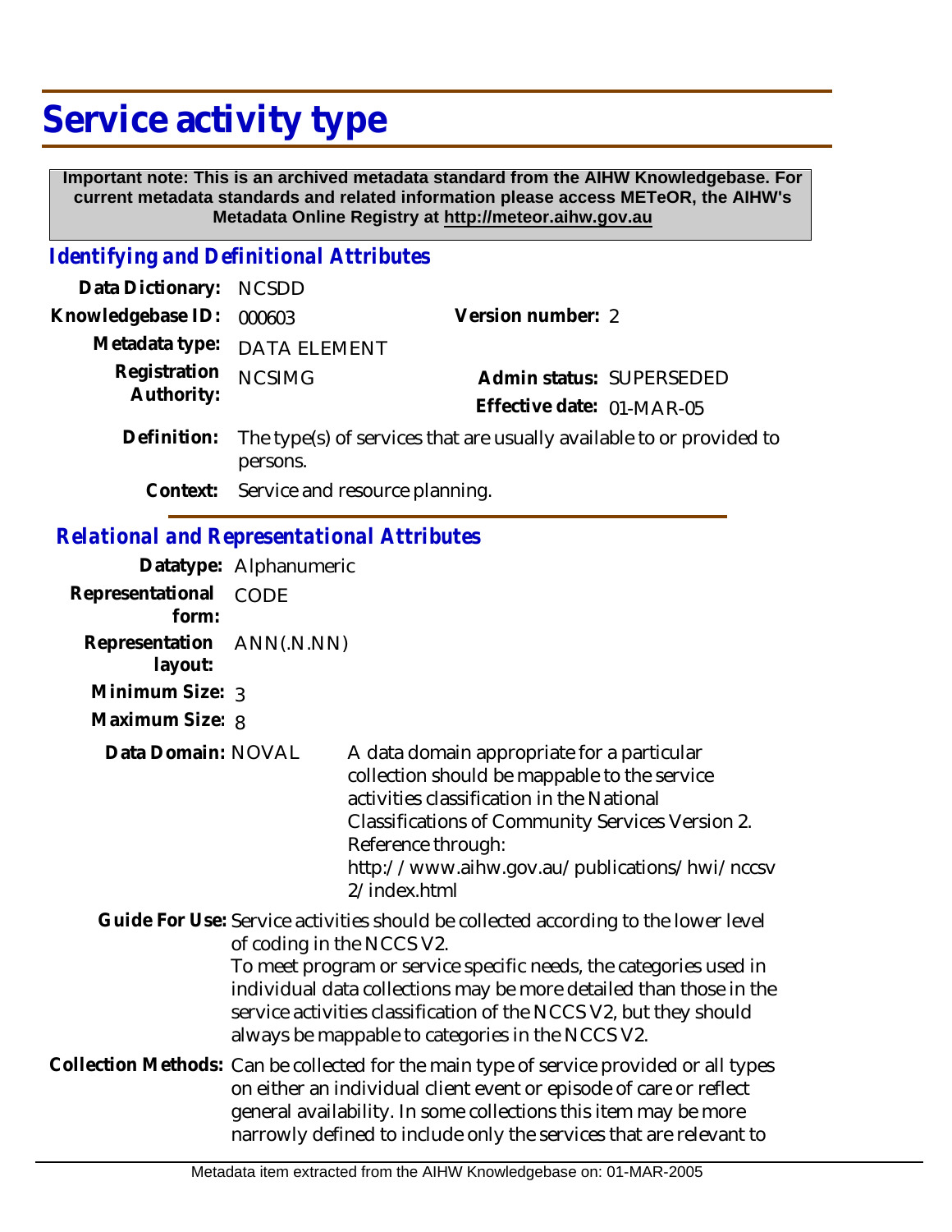# Service activity type

**Important note: This is an archived metadata standard from the AIHW Knowledgebase. For current metadata standards and related information please access METeOR, the AIHW's Metadata Online Registry at http://meteor.aihw.gov.au**

## *Identifying and Definitional Attributes*

**Data Dictionary:** NCSDD

**Knowledgebase ID:** 000603

**Version number:** 2

**Metadata type:** DATA ELEMENT

**Registration Authority:** NCSIMG

**Admin status:** SUPERSEDED

**Effective date:** 01-MAR-05

**Definition:** The type(s) of services that are usually available to or provided to persons.

**Context:** Service and resource planning.

## *Relational and Representational Attributes*

**Datatype:** Alphanumeric

**Representational form:** CODE

**Representation layout:** ANN(.N.NN)

**Minimum Size:** 3

**Maximum Size:** 8

**Data Domain:** NOVAL

A data domain appropriate for a particular collection should be mappable to the service activities classification in the National Classifications of Community Services Version 2. Reference through: http://www.aihw.gov.au/publications/hwi/nccsv2/index.html

**Guide For Use:** Service activities should be collected according to the lower level of coding in the NCCS V2.
To meet program or service specific needs, the categories used in individual data collections may be more detailed than those in the service activities classification of the NCCS V2, but they should always be mappable to categories in the NCCS V2.

**Collection Methods:** Can be collected for the main type of service provided or all types on either an individual client event or episode of care or reflect general availability. In some collections this item may be more narrowly defined to include only the services that are relevant to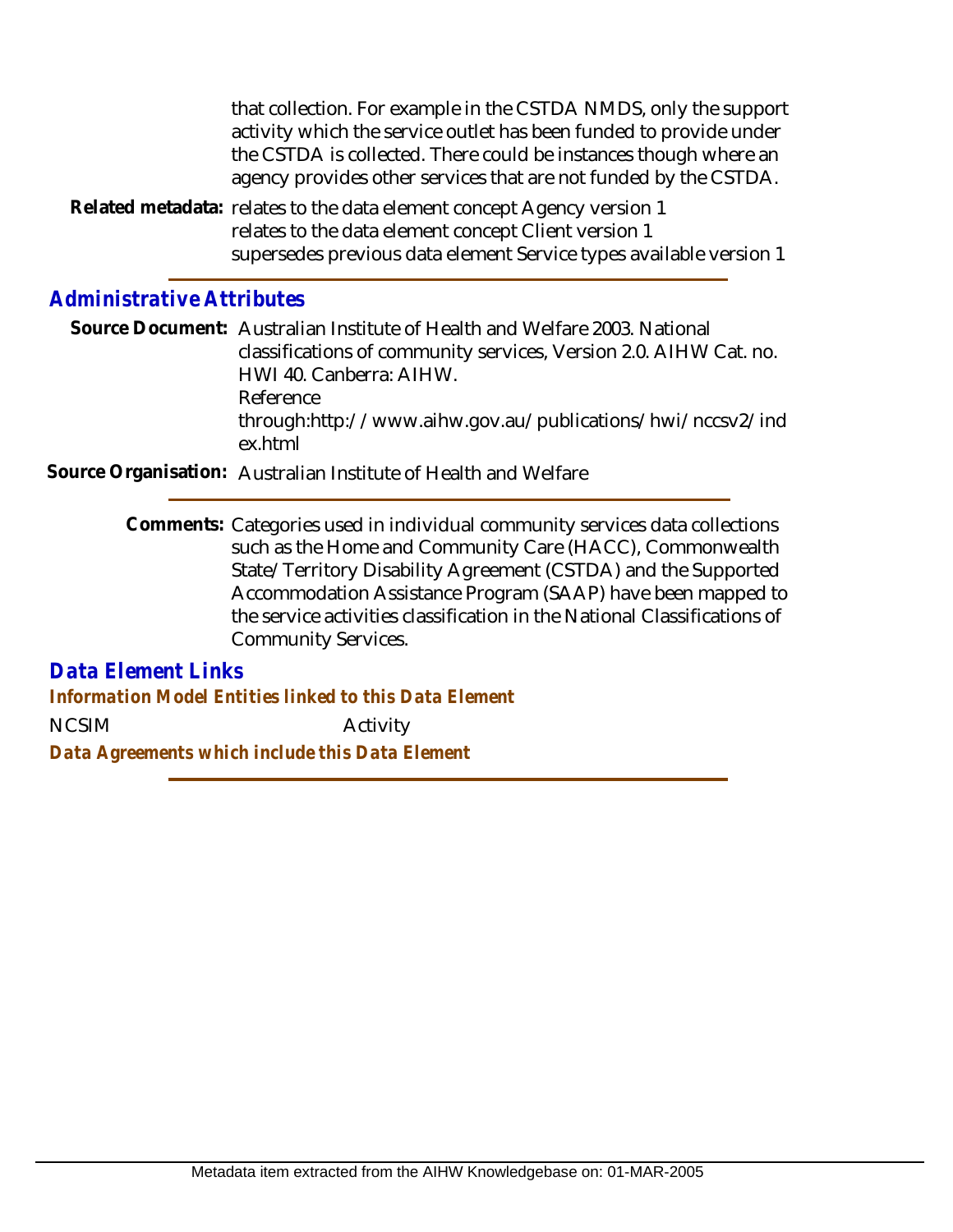that collection. For example in the CSTDA NMDS, only the support activity which the service outlet has been funded to provide under the CSTDA is collected. There could be instances though where an agency provides other services that are not funded by the CSTDA.

**Related metadata:** relates to the data element concept Agency version 1
relates to the data element concept Client version 1
supersedes previous data element Service types available version 1

## Administrative Attributes

**Source Document:** Australian Institute of Health and Welfare 2003. National classifications of community services, Version 2.0. AIHW Cat. no. HWI 40. Canberra: AIHW.
Reference through:http://www.aihw.gov.au/publications/hwi/nccsv2/index.html

**Source Organisation:** Australian Institute of Health and Welfare

**Comments:** Categories used in individual community services data collections such as the Home and Community Care (HACC), Commonwealth State/Territory Disability Agreement (CSTDA) and the Supported Accommodation Assistance Program (SAAP) have been mapped to the service activities classification in the National Classifications of Community Services.

## Data Element Links

### Information Model Entities linked to this Data Element

NCSIM Activity

### Data Agreements which include this Data Element

Metadata item extracted from the AIHW Knowledgebase on: 01-MAR-2005